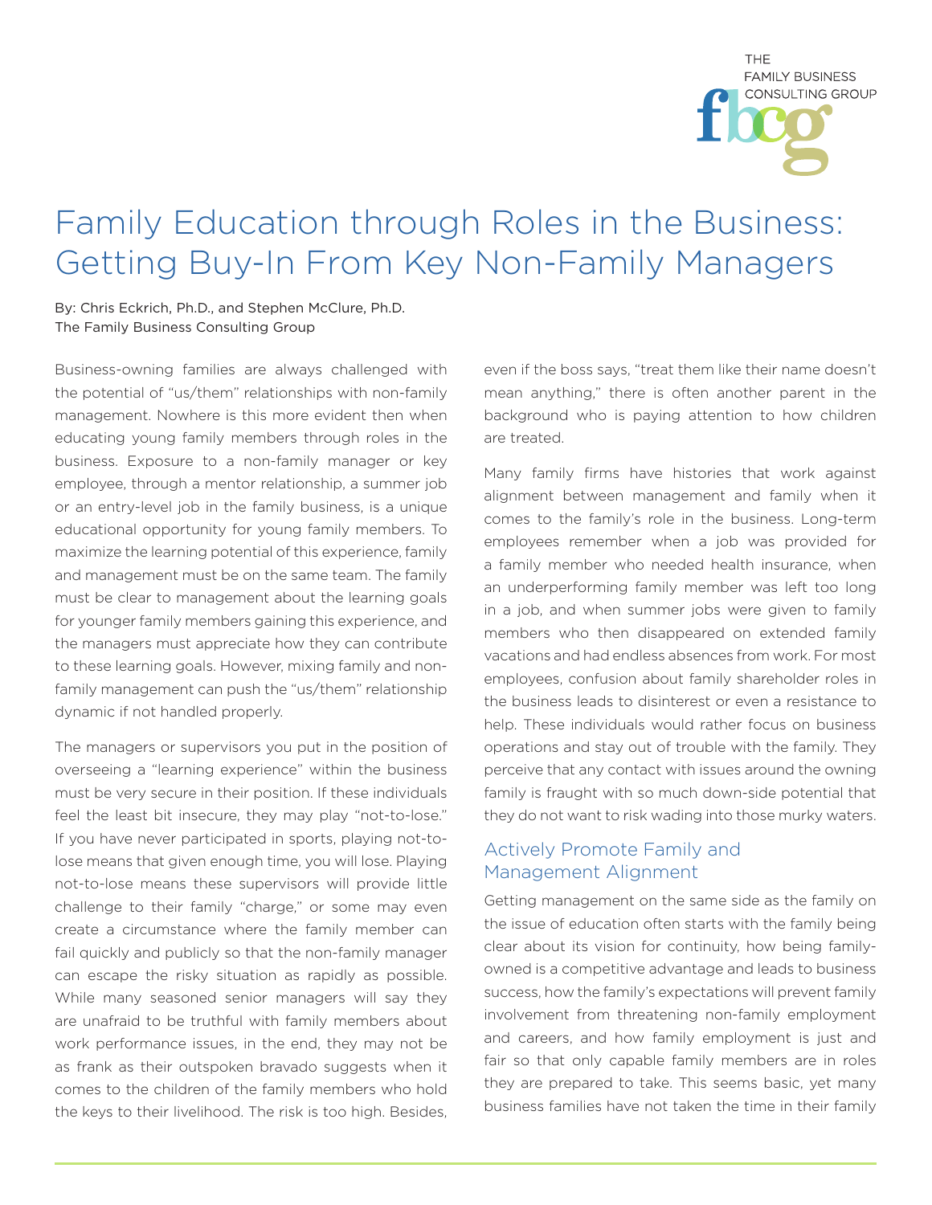# Family Education through Roles in the Business: Getting Buy-In From Key Non-Family Managers

By: Chris Eckrich, Ph.D., and Stephen McClure, Ph.D.
The Family Business Consulting Group

Business-owning families are always challenged with the potential of "us/them" relationships with non-family management. Nowhere is this more evident then when educating young family members through roles in the business. Exposure to a non-family manager or key employee, through a mentor relationship, a summer job or an entry-level job in the family business, is a unique educational opportunity for young family members. To maximize the learning potential of this experience, family and management must be on the same team. The family must be clear to management about the learning goals for younger family members gaining this experience, and the managers must appreciate how they can contribute to these learning goals. However, mixing family and non-family management can push the "us/them" relationship dynamic if not handled properly.

The managers or supervisors you put in the position of overseeing a "learning experience" within the business must be very secure in their position. If these individuals feel the least bit insecure, they may play "not-to-lose." If you have never participated in sports, playing not-to-lose means that given enough time, you will lose. Playing not-to-lose means these supervisors will provide little challenge to their family "charge," or some may even create a circumstance where the family member can fail quickly and publicly so that the non-family manager can escape the risky situation as rapidly as possible. While many seasoned senior managers will say they are unafraid to be truthful with family members about work performance issues, in the end, they may not be as frank as their outspoken bravado suggests when it comes to the children of the family members who hold the keys to their livelihood. The risk is too high. Besides, even if the boss says, "treat them like their name doesn't mean anything," there is often another parent in the background who is paying attention to how children are treated.

Many family firms have histories that work against alignment between management and family when it comes to the family's role in the business. Long-term employees remember when a job was provided for a family member who needed health insurance, when an underperforming family member was left too long in a job, and when summer jobs were given to family members who then disappeared on extended family vacations and had endless absences from work. For most employees, confusion about family shareholder roles in the business leads to disinterest or even a resistance to help. These individuals would rather focus on business operations and stay out of trouble with the family. They perceive that any contact with issues around the owning family is fraught with so much down-side potential that they do not want to risk wading into those murky waters.

## Actively Promote Family and Management Alignment

Getting management on the same side as the family on the issue of education often starts with the family being clear about its vision for continuity, how being family-owned is a competitive advantage and leads to business success, how the family's expectations will prevent family involvement from threatening non-family employment and careers, and how family employment is just and fair so that only capable family members are in roles they are prepared to take. This seems basic, yet many business families have not taken the time in their family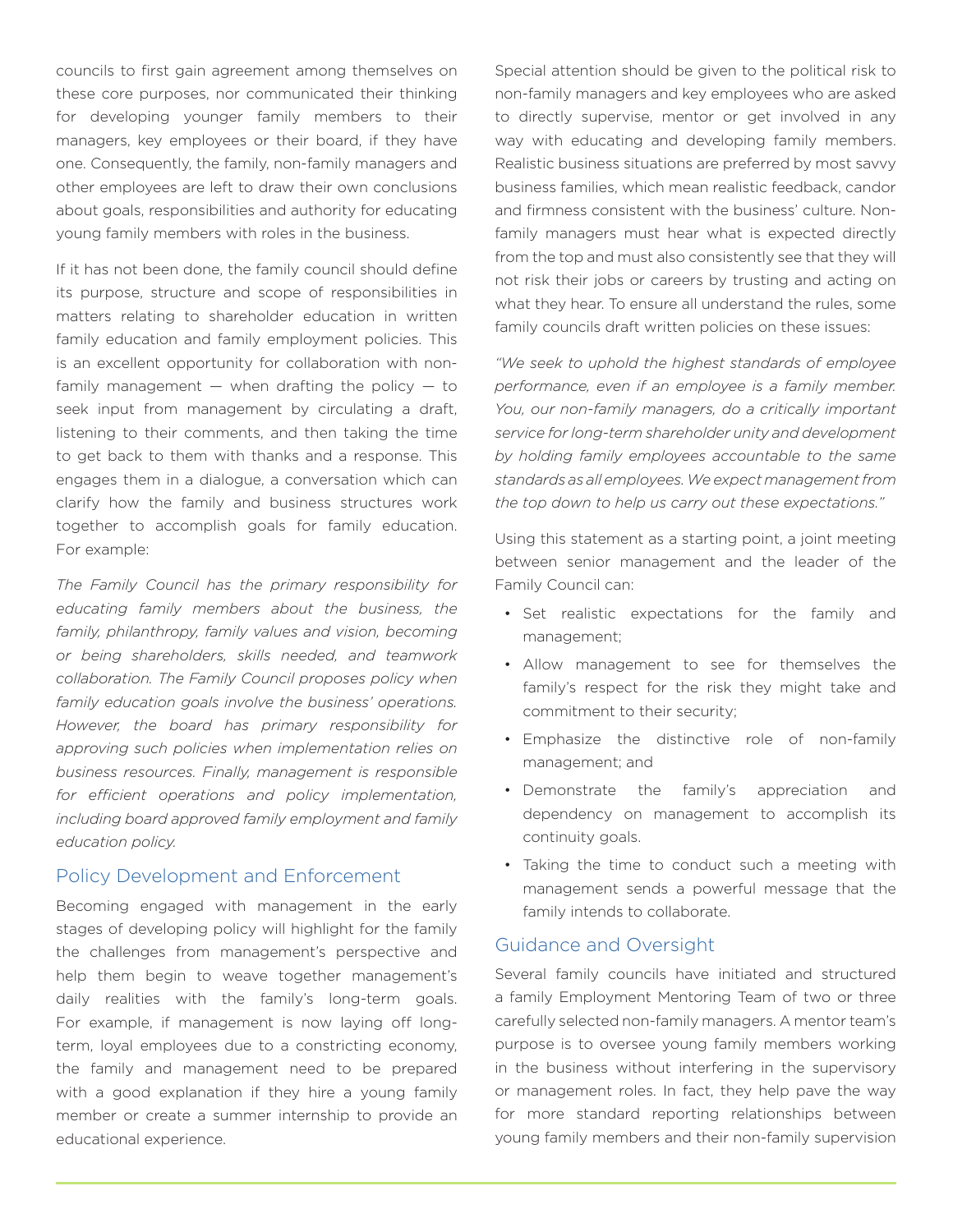councils to first gain agreement among themselves on these core purposes, nor communicated their thinking for developing younger family members to their managers, key employees or their board, if they have one. Consequently, the family, non-family managers and other employees are left to draw their own conclusions about goals, responsibilities and authority for educating young family members with roles in the business.

If it has not been done, the family council should define its purpose, structure and scope of responsibilities in matters relating to shareholder education in written family education and family employment policies. This is an excellent opportunity for collaboration with non-family management — when drafting the policy — to seek input from management by circulating a draft, listening to their comments, and then taking the time to get back to them with thanks and a response. This engages them in a dialogue, a conversation which can clarify how the family and business structures work together to accomplish goals for family education. For example:

*The Family Council has the primary responsibility for educating family members about the business, the family, philanthropy, family values and vision, becoming or being shareholders, skills needed, and teamwork collaboration. The Family Council proposes policy when family education goals involve the business' operations. However, the board has primary responsibility for approving such policies when implementation relies on business resources. Finally, management is responsible for efficient operations and policy implementation, including board approved family employment and family education policy.*

## Policy Development and Enforcement

Becoming engaged with management in the early stages of developing policy will highlight for the family the challenges from management's perspective and help them begin to weave together management's daily realities with the family's long-term goals. For example, if management is now laying off long-term, loyal employees due to a constricting economy, the family and management need to be prepared with a good explanation if they hire a young family member or create a summer internship to provide an educational experience.

Special attention should be given to the political risk to non-family managers and key employees who are asked to directly supervise, mentor or get involved in any way with educating and developing family members. Realistic business situations are preferred by most savvy business families, which mean realistic feedback, candor and firmness consistent with the business' culture. Non-family managers must hear what is expected directly from the top and must also consistently see that they will not risk their jobs or careers by trusting and acting on what they hear. To ensure all understand the rules, some family councils draft written policies on these issues:

*"We seek to uphold the highest standards of employee performance, even if an employee is a family member. You, our non-family managers, do a critically important service for long-term shareholder unity and development by holding family employees accountable to the same standards as all employees. We expect management from the top down to help us carry out these expectations."*

Using this statement as a starting point, a joint meeting between senior management and the leader of the Family Council can:

- Set realistic expectations for the family and management;
- Allow management to see for themselves the family's respect for the risk they might take and commitment to their security;
- Emphasize the distinctive role of non-family management; and
- Demonstrate the family's appreciation and dependency on management to accomplish its continuity goals.
- Taking the time to conduct such a meeting with management sends a powerful message that the family intends to collaborate.

## Guidance and Oversight

Several family councils have initiated and structured a family Employment Mentoring Team of two or three carefully selected non-family managers. A mentor team's purpose is to oversee young family members working in the business without interfering in the supervisory or management roles. In fact, they help pave the way for more standard reporting relationships between young family members and their non-family supervision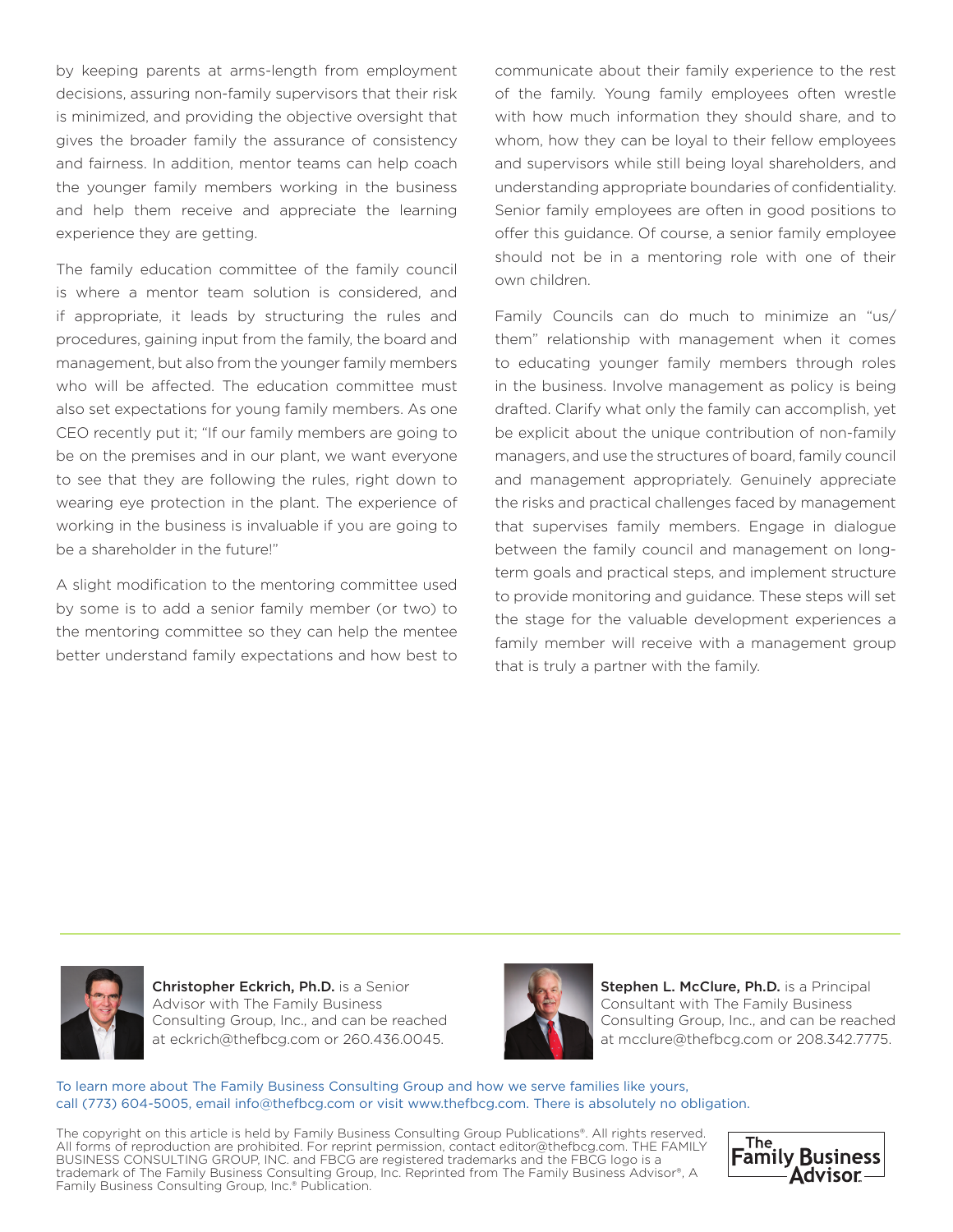by keeping parents at arms-length from employment decisions, assuring non-family supervisors that their risk is minimized, and providing the objective oversight that gives the broader family the assurance of consistency and fairness. In addition, mentor teams can help coach the younger family members working in the business and help them receive and appreciate the learning experience they are getting.

The family education committee of the family council is where a mentor team solution is considered, and if appropriate, it leads by structuring the rules and procedures, gaining input from the family, the board and management, but also from the younger family members who will be affected. The education committee must also set expectations for young family members. As one CEO recently put it; "If our family members are going to be on the premises and in our plant, we want everyone to see that they are following the rules, right down to wearing eye protection in the plant. The experience of working in the business is invaluable if you are going to be a shareholder in the future!"

A slight modification to the mentoring committee used by some is to add a senior family member (or two) to the mentoring committee so they can help the mentee better understand family expectations and how best to communicate about their family experience to the rest of the family. Young family employees often wrestle with how much information they should share, and to whom, how they can be loyal to their fellow employees and supervisors while still being loyal shareholders, and understanding appropriate boundaries of confidentiality. Senior family employees are often in good positions to offer this guidance. Of course, a senior family employee should not be in a mentoring role with one of their own children.

Family Councils can do much to minimize an "us/them" relationship with management when it comes to educating younger family members through roles in the business. Involve management as policy is being drafted. Clarify what only the family can accomplish, yet be explicit about the unique contribution of non-family managers, and use the structures of board, family council and management appropriately. Genuinely appreciate the risks and practical challenges faced by management that supervises family members. Engage in dialogue between the family council and management on long-term goals and practical steps, and implement structure to provide monitoring and guidance. These steps will set the stage for the valuable development experiences a family member will receive with a management group that is truly a partner with the family.

---

**Christopher Eckrich, Ph.D.** is a Senior Advisor with The Family Business Consulting Group, Inc., and can be reached at eckrich@thefbcg.com or 260.436.0045.

**Stephen L. McClure, Ph.D.** is a Principal Consultant with The Family Business Consulting Group, Inc., and can be reached at mcclure@thefbcg.com or 208.342.7775.

To learn more about The Family Business Consulting Group and how we serve families like yours, call (773) 604-5005, email info@thefbcg.com or visit www.thefbcg.com. There is absolutely no obligation.

The copyright on this article is held by Family Business Consulting Group Publications®. All rights reserved. All forms of reproduction are prohibited. For reprint permission, contact editor@thefbcg.com. THE FAMILY BUSINESS CONSULTING GROUP, INC. and FBCG are registered trademarks and the FBCG logo is a trademark of The Family Business Consulting Group, Inc. Reprinted from The Family Business Advisor®, A Family Business Consulting Group, Inc.® Publication.

The Family Business Advisor